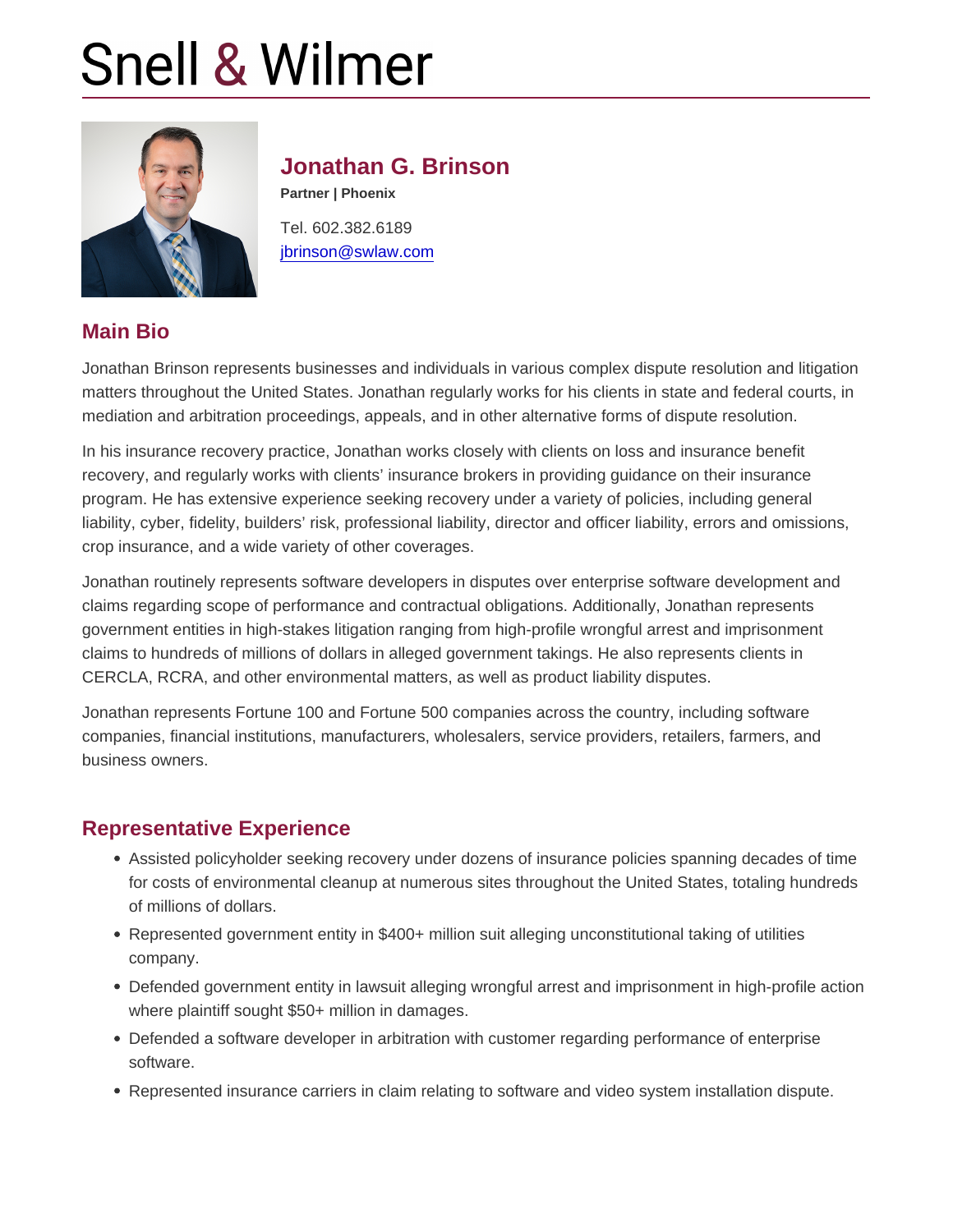# Snell & Wilmer

## Jonathan G. Brinson

**Partner | Phoenix**

Tel. 602.382.6189
jbrinson@swlaw.com

## Main Bio

Jonathan Brinson represents businesses and individuals in various complex dispute resolution and litigation matters throughout the United States. Jonathan regularly works for his clients in state and federal courts, in mediation and arbitration proceedings, appeals, and in other alternative forms of dispute resolution.

In his insurance recovery practice, Jonathan works closely with clients on loss and insurance benefit recovery, and regularly works with clients' insurance brokers in providing guidance on their insurance program. He has extensive experience seeking recovery under a variety of policies, including general liability, cyber, fidelity, builders' risk, professional liability, director and officer liability, errors and omissions, crop insurance, and a wide variety of other coverages.

Jonathan routinely represents software developers in disputes over enterprise software development and claims regarding scope of performance and contractual obligations. Additionally, Jonathan represents government entities in high-stakes litigation ranging from high-profile wrongful arrest and imprisonment claims to hundreds of millions of dollars in alleged government takings. He also represents clients in CERCLA, RCRA, and other environmental matters, as well as product liability disputes.

Jonathan represents Fortune 100 and Fortune 500 companies across the country, including software companies, financial institutions, manufacturers, wholesalers, service providers, retailers, farmers, and business owners.

## Representative Experience

- Assisted policyholder seeking recovery under dozens of insurance policies spanning decades of time for costs of environmental cleanup at numerous sites throughout the United States, totaling hundreds of millions of dollars.
- Represented government entity in $400+ million suit alleging unconstitutional taking of utilities company.
- Defended government entity in lawsuit alleging wrongful arrest and imprisonment in high-profile action where plaintiff sought $50+ million in damages.
- Defended a software developer in arbitration with customer regarding performance of enterprise software.
- Represented insurance carriers in claim relating to software and video system installation dispute.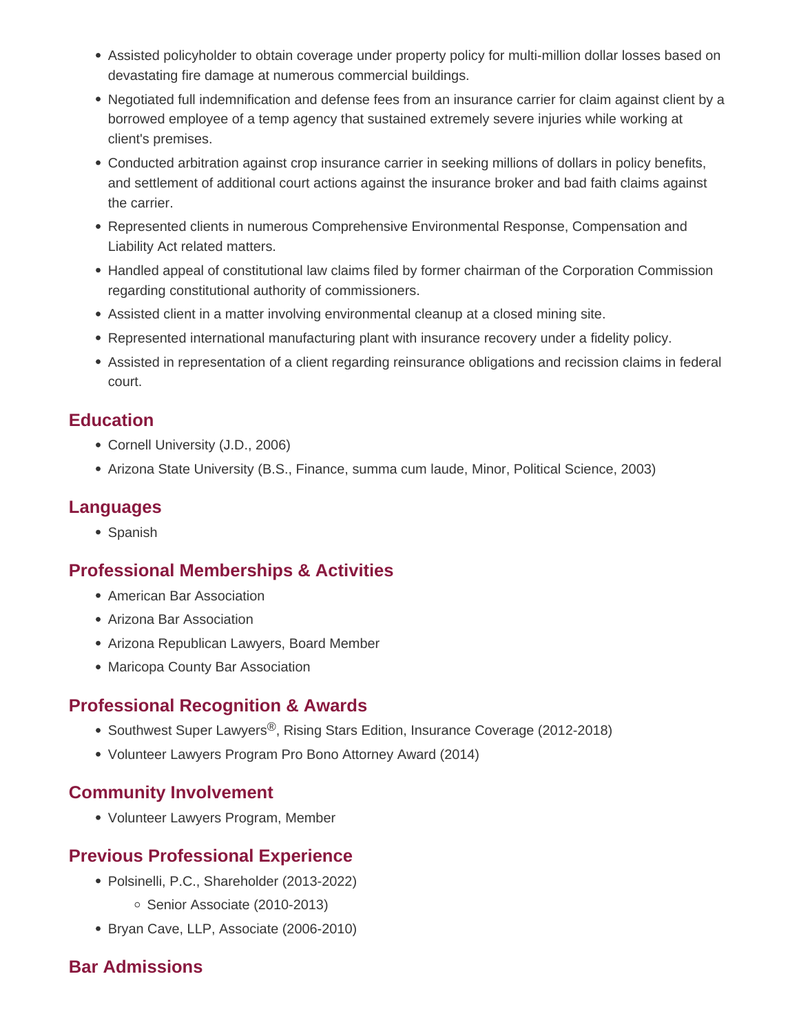- Assisted policyholder to obtain coverage under property policy for multi-million dollar losses based on devastating fire damage at numerous commercial buildings.
- Negotiated full indemnification and defense fees from an insurance carrier for claim against client by a borrowed employee of a temp agency that sustained extremely severe injuries while working at client's premises.
- Conducted arbitration against crop insurance carrier in seeking millions of dollars in policy benefits, and settlement of additional court actions against the insurance broker and bad faith claims against the carrier.
- Represented clients in numerous Comprehensive Environmental Response, Compensation and Liability Act related matters.
- Handled appeal of constitutional law claims filed by former chairman of the Corporation Commission regarding constitutional authority of commissioners.
- Assisted client in a matter involving environmental cleanup at a closed mining site.
- Represented international manufacturing plant with insurance recovery under a fidelity policy.
- Assisted in representation of a client regarding reinsurance obligations and recission claims in federal court.

## Education

- Cornell University (J.D., 2006)
- Arizona State University (B.S., Finance, summa cum laude, Minor, Political Science, 2003)

## Languages

- Spanish

## Professional Memberships & Activities

- American Bar Association
- Arizona Bar Association
- Arizona Republican Lawyers, Board Member
- Maricopa County Bar Association

## Professional Recognition & Awards

- Southwest Super Lawyers®, Rising Stars Edition, Insurance Coverage (2012-2018)
- Volunteer Lawyers Program Pro Bono Attorney Award (2014)

## Community Involvement

- Volunteer Lawyers Program, Member

## Previous Professional Experience

- Polsinelli, P.C., Shareholder (2013-2022)
  - Senior Associate (2010-2013)
- Bryan Cave, LLP, Associate (2006-2010)

## Bar Admissions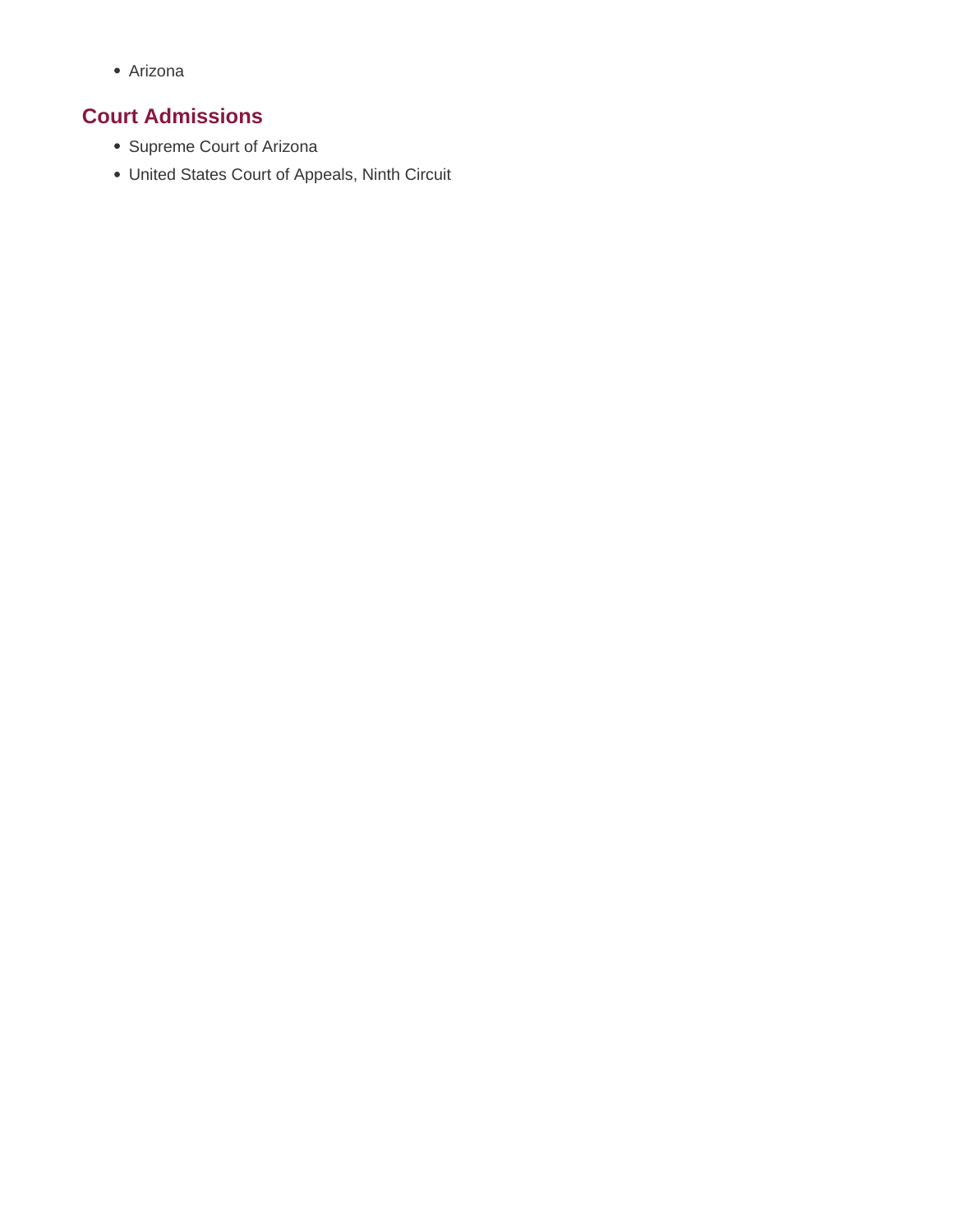- Arizona

## Court Admissions

- Supreme Court of Arizona
- United States Court of Appeals, Ninth Circuit